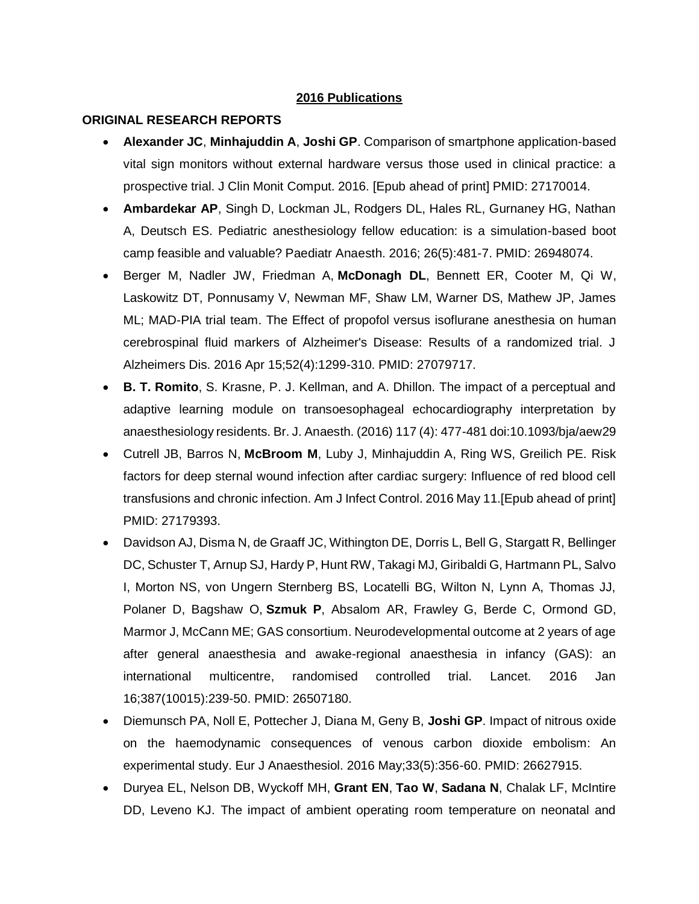## 2016 Publications

### ORIGINAL RESEARCH REPORTS

- **Alexander JC**, **Minhajuddin A**, **Joshi GP**. Comparison of smartphone application-based vital sign monitors without external hardware versus those used in clinical practice: a prospective trial. J Clin Monit Comput. 2016. [Epub ahead of print] PMID: 27170014.
- **Ambardekar AP**, Singh D, Lockman JL, Rodgers DL, Hales RL, Gurnaney HG, Nathan A, Deutsch ES. Pediatric anesthesiology fellow education: is a simulation-based boot camp feasible and valuable? Paediatr Anaesth. 2016; 26(5):481-7. PMID: 26948074.
- Berger M, Nadler JW, Friedman A, **McDonagh DL**, Bennett ER, Cooter M, Qi W, Laskowitz DT, Ponnusamy V, Newman MF, Shaw LM, Warner DS, Mathew JP, James ML; MAD-PIA trial team. The Effect of propofol versus isoflurane anesthesia on human cerebrospinal fluid markers of Alzheimer's Disease: Results of a randomized trial. J Alzheimers Dis. 2016 Apr 15;52(4):1299-310. PMID: 27079717.
- **B. T. Romito**, S. Krasne, P. J. Kellman, and A. Dhillon. The impact of a perceptual and adaptive learning module on transoesophageal echocardiography interpretation by anaesthesiology residents. Br. J. Anaesth. (2016) 117 (4): 477-481 doi:10.1093/bja/aew29
- Cutrell JB, Barros N, **McBroom M**, Luby J, Minhajuddin A, Ring WS, Greilich PE. Risk factors for deep sternal wound infection after cardiac surgery: Influence of red blood cell transfusions and chronic infection. Am J Infect Control. 2016 May 11.[Epub ahead of print] PMID: 27179393.
- Davidson AJ, Disma N, de Graaff JC, Withington DE, Dorris L, Bell G, Stargatt R, Bellinger DC, Schuster T, Arnup SJ, Hardy P, Hunt RW, Takagi MJ, Giribaldi G, Hartmann PL, Salvo I, Morton NS, von Ungern Sternberg BS, Locatelli BG, Wilton N, Lynn A, Thomas JJ, Polaner D, Bagshaw O, **Szmuk P**, Absalom AR, Frawley G, Berde C, Ormond GD, Marmor J, McCann ME; GAS consortium. Neurodevelopmental outcome at 2 years of age after general anaesthesia and awake-regional anaesthesia in infancy (GAS): an international multicentre, randomised controlled trial. Lancet. 2016 Jan 16;387(10015):239-50. PMID: 26507180.
- Diemunsch PA, Noll E, Pottecher J, Diana M, Geny B, **Joshi GP**. Impact of nitrous oxide on the haemodynamic consequences of venous carbon dioxide embolism: An experimental study. Eur J Anaesthesiol. 2016 May;33(5):356-60. PMID: 26627915.
- Duryea EL, Nelson DB, Wyckoff MH, **Grant EN**, **Tao W**, **Sadana N**, Chalak LF, McIntire DD, Leveno KJ. The impact of ambient operating room temperature on neonatal and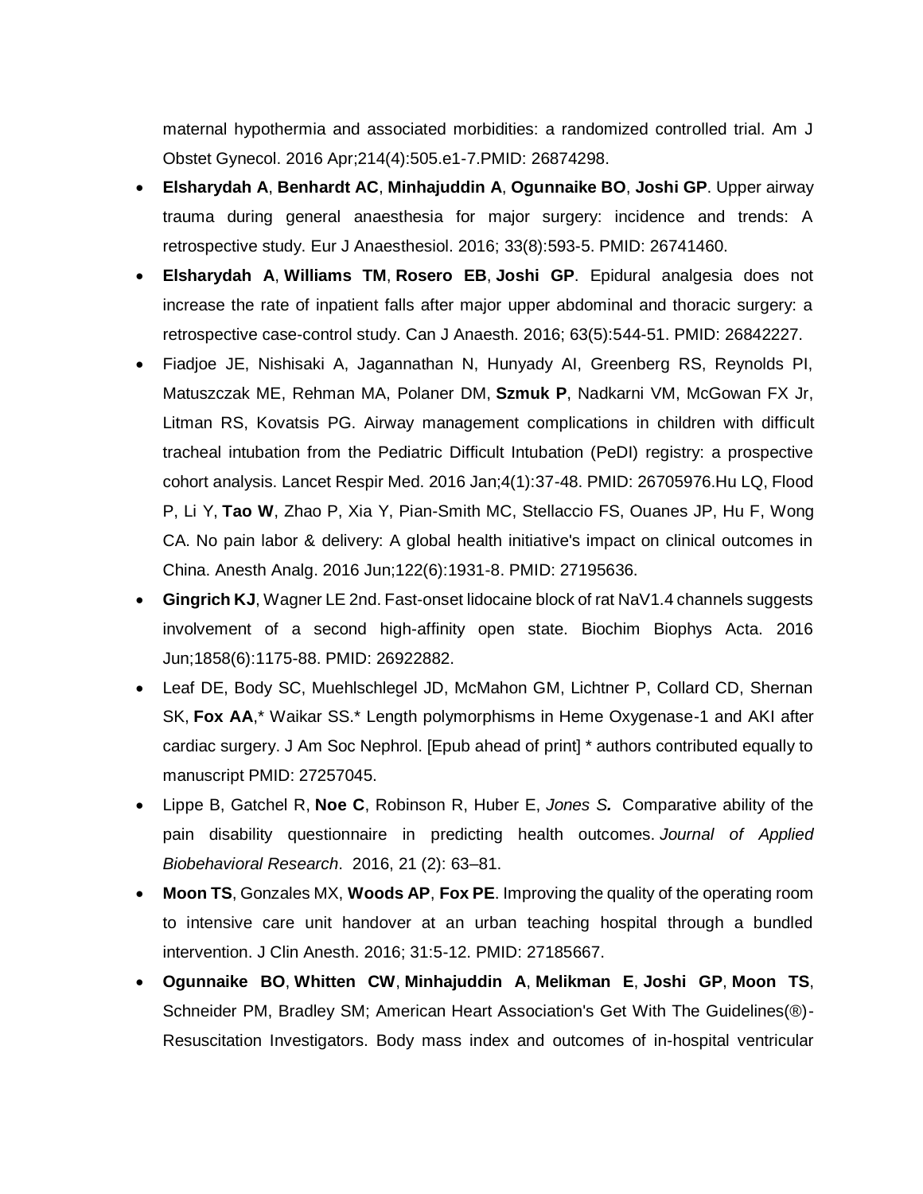maternal hypothermia and associated morbidities: a randomized controlled trial. Am J Obstet Gynecol. 2016 Apr;214(4):505.e1-7.PMID: 26874298.

- **Elsharydah A**, **Benhardt AC**, **Minhajuddin A**, **Ogunnaike BO**, **Joshi GP**. Upper airway trauma during general anaesthesia for major surgery: incidence and trends: A retrospective study. Eur J Anaesthesiol. 2016; 33(8):593-5. PMID: 26741460.
- **Elsharydah A**, **Williams TM**, **Rosero EB**, **Joshi GP**. Epidural analgesia does not increase the rate of inpatient falls after major upper abdominal and thoracic surgery: a retrospective case-control study. Can J Anaesth. 2016; 63(5):544-51. PMID: 26842227.
- Fiadjoe JE, Nishisaki A, Jagannathan N, Hunyady AI, Greenberg RS, Reynolds PI, Matuszczak ME, Rehman MA, Polaner DM, **Szmuk P**, Nadkarni VM, McGowan FX Jr, Litman RS, Kovatsis PG. Airway management complications in children with difficult tracheal intubation from the Pediatric Difficult Intubation (PeDI) registry: a prospective cohort analysis. Lancet Respir Med. 2016 Jan;4(1):37-48. PMID: 26705976.Hu LQ, Flood P, Li Y, **Tao W**, Zhao P, Xia Y, Pian-Smith MC, Stellaccio FS, Ouanes JP, Hu F, Wong CA. No pain labor & delivery: A global health initiative's impact on clinical outcomes in China. Anesth Analg. 2016 Jun;122(6):1931-8. PMID: 27195636.
- **Gingrich KJ**, Wagner LE 2nd. Fast-onset lidocaine block of rat NaV1.4 channels suggests involvement of a second high-affinity open state. Biochim Biophys Acta. 2016 Jun;1858(6):1175-88. PMID: 26922882.
- Leaf DE, Body SC, Muehlschlegel JD, McMahon GM, Lichtner P, Collard CD, Shernan SK, **Fox AA**,* Waikar SS.* Length polymorphisms in Heme Oxygenase-1 and AKI after cardiac surgery. J Am Soc Nephrol. [Epub ahead of print] * authors contributed equally to manuscript PMID: 27257045.
- Lippe B, Gatchel R, **Noe C**, Robinson R, Huber E, *Jones S.* Comparative ability of the pain disability questionnaire in predicting health outcomes. *Journal of Applied Biobehavioral Research*. 2016, 21 (2): 63–81.
- **Moon TS**, Gonzales MX, **Woods AP**, **Fox PE**. Improving the quality of the operating room to intensive care unit handover at an urban teaching hospital through a bundled intervention. J Clin Anesth. 2016; 31:5-12. PMID: 27185667.
- **Ogunnaike BO**, **Whitten CW**, **Minhajuddin A**, **Melikman E**, **Joshi GP**, **Moon TS**, Schneider PM, Bradley SM; American Heart Association's Get With The Guidelines(®)-Resuscitation Investigators. Body mass index and outcomes of in-hospital ventricular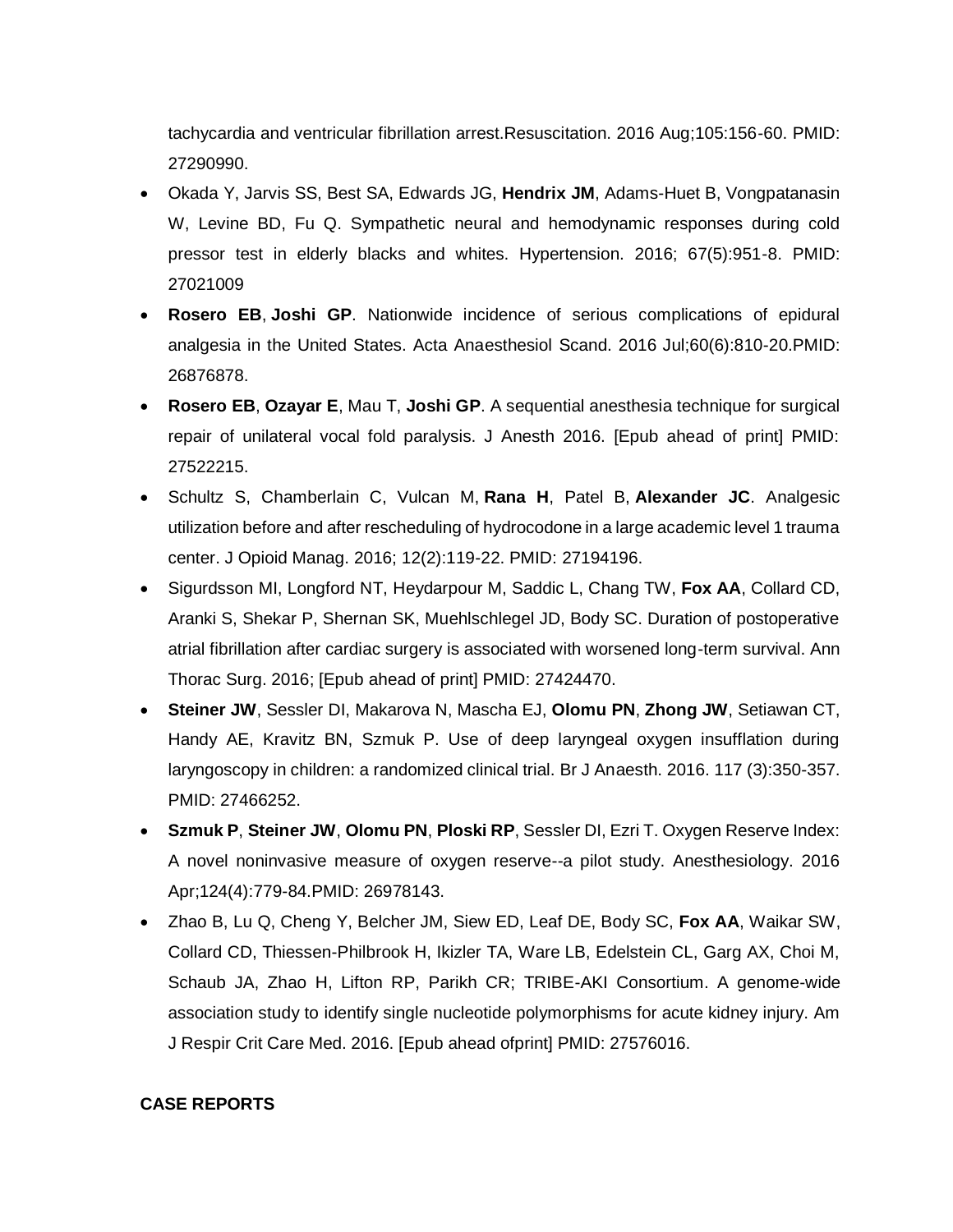tachycardia and ventricular fibrillation arrest.Resuscitation. 2016 Aug;105:156-60. PMID: 27290990.

- Okada Y, Jarvis SS, Best SA, Edwards JG, **Hendrix JM**, Adams-Huet B, Vongpatanasin W, Levine BD, Fu Q. Sympathetic neural and hemodynamic responses during cold pressor test in elderly blacks and whites. Hypertension. 2016; 67(5):951-8. PMID: 27021009
- **Rosero EB**, **Joshi GP**. Nationwide incidence of serious complications of epidural analgesia in the United States. Acta Anaesthesiol Scand. 2016 Jul;60(6):810-20.PMID: 26876878.
- **Rosero EB**, **Ozayar E**, Mau T, **Joshi GP**. A sequential anesthesia technique for surgical repair of unilateral vocal fold paralysis. J Anesth 2016. [Epub ahead of print] PMID: 27522215.
- Schultz S, Chamberlain C, Vulcan M, **Rana H**, Patel B, **Alexander JC**. Analgesic utilization before and after rescheduling of hydrocodone in a large academic level 1 trauma center. J Opioid Manag. 2016; 12(2):119-22. PMID: 27194196.
- Sigurdsson MI, Longford NT, Heydarpour M, Saddic L, Chang TW, **Fox AA**, Collard CD, Aranki S, Shekar P, Shernan SK, Muehlschlegel JD, Body SC. Duration of postoperative atrial fibrillation after cardiac surgery is associated with worsened long-term survival. Ann Thorac Surg. 2016; [Epub ahead of print] PMID: 27424470.
- **Steiner JW**, Sessler DI, Makarova N, Mascha EJ, **Olomu PN**, **Zhong JW**, Setiawan CT, Handy AE, Kravitz BN, Szmuk P. Use of deep laryngeal oxygen insufflation during laryngoscopy in children: a randomized clinical trial. Br J Anaesth. 2016. 117 (3):350-357. PMID: 27466252.
- **Szmuk P**, **Steiner JW**, **Olomu PN**, **Ploski RP**, Sessler DI, Ezri T. Oxygen Reserve Index: A novel noninvasive measure of oxygen reserve--a pilot study. Anesthesiology. 2016 Apr;124(4):779-84.PMID: 26978143.
- Zhao B, Lu Q, Cheng Y, Belcher JM, Siew ED, Leaf DE, Body SC, **Fox AA**, Waikar SW, Collard CD, Thiessen-Philbrook H, Ikizler TA, Ware LB, Edelstein CL, Garg AX, Choi M, Schaub JA, Zhao H, Lifton RP, Parikh CR; TRIBE-AKI Consortium. A genome-wide association study to identify single nucleotide polymorphisms for acute kidney injury. Am J Respir Crit Care Med. 2016. [Epub ahead ofprint] PMID: 27576016.

**CASE REPORTS**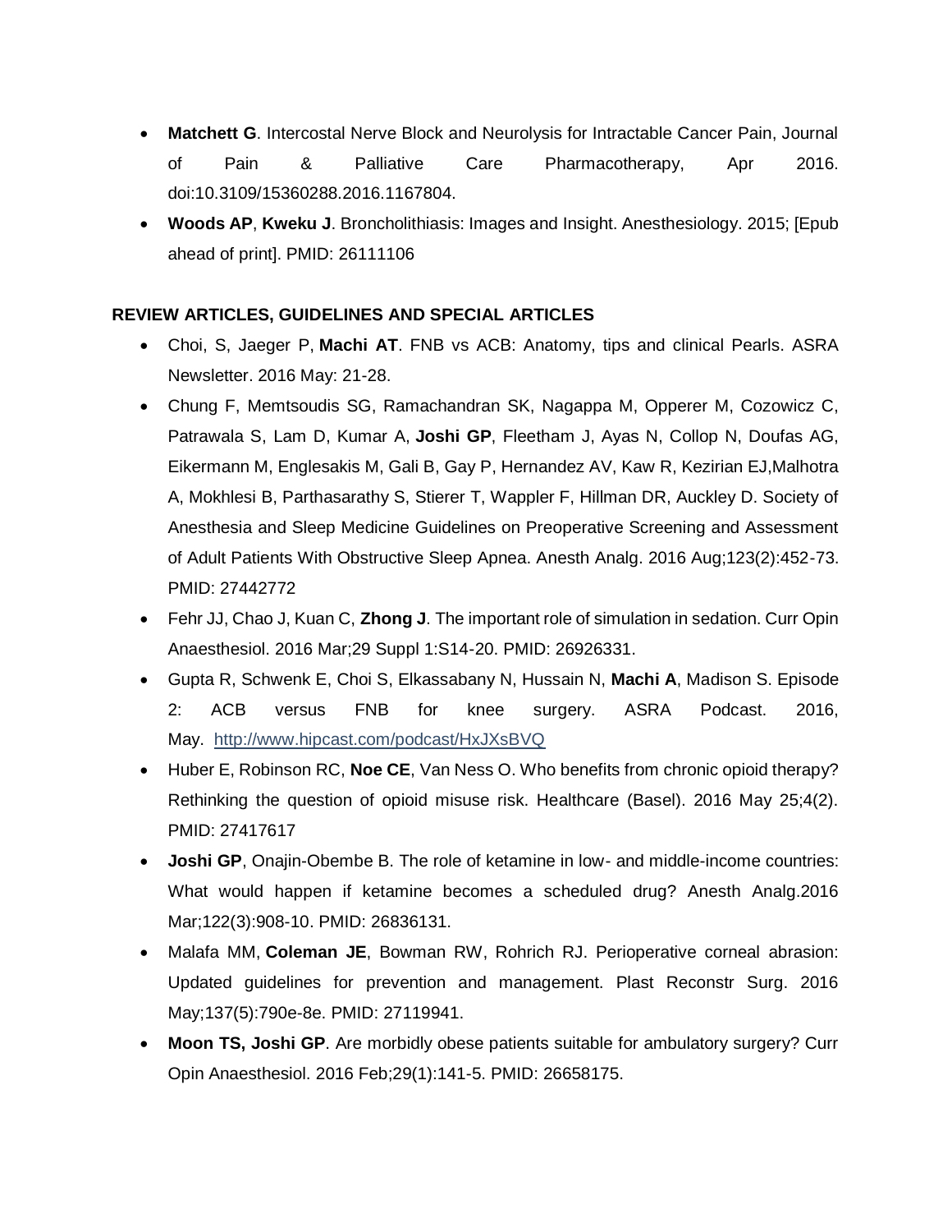- **Matchett G**. Intercostal Nerve Block and Neurolysis for Intractable Cancer Pain, Journal of Pain & Palliative Care Pharmacotherapy, Apr 2016. doi:10.3109/15360288.2016.1167804.
- **Woods AP**, **Kweku J**. Broncholithiasis: Images and Insight. Anesthesiology. 2015; [Epub ahead of print]. PMID: 26111106

## REVIEW ARTICLES, GUIDELINES AND SPECIAL ARTICLES

- Choi, S, Jaeger P, **Machi AT**. FNB vs ACB: Anatomy, tips and clinical Pearls. ASRA Newsletter. 2016 May: 21-28.
- Chung F, Memtsoudis SG, Ramachandran SK, Nagappa M, Opperer M, Cozowicz C, Patrawala S, Lam D, Kumar A, **Joshi GP**, Fleetham J, Ayas N, Collop N, Doufas AG, Eikermann M, Englesakis M, Gali B, Gay P, Hernandez AV, Kaw R, Kezirian EJ,Malhotra A, Mokhlesi B, Parthasarathy S, Stierer T, Wappler F, Hillman DR, Auckley D. Society of Anesthesia and Sleep Medicine Guidelines on Preoperative Screening and Assessment of Adult Patients With Obstructive Sleep Apnea. Anesth Analg. 2016 Aug;123(2):452-73. PMID: 27442772
- Fehr JJ, Chao J, Kuan C, **Zhong J**. The important role of simulation in sedation. Curr Opin Anaesthesiol. 2016 Mar;29 Suppl 1:S14-20. PMID: 26926331.
- Gupta R, Schwenk E, Choi S, Elkassabany N, Hussain N, **Machi A**, Madison S. Episode 2: ACB versus FNB for knee surgery. ASRA Podcast. 2016, May. http://www.hipcast.com/podcast/HxJXsBVQ
- Huber E, Robinson RC, **Noe CE**, Van Ness O. Who benefits from chronic opioid therapy? Rethinking the question of opioid misuse risk. Healthcare (Basel). 2016 May 25;4(2). PMID: 27417617
- **Joshi GP**, Onajin-Obembe B. The role of ketamine in low- and middle-income countries: What would happen if ketamine becomes a scheduled drug? Anesth Analg.2016 Mar;122(3):908-10. PMID: 26836131.
- Malafa MM, **Coleman JE**, Bowman RW, Rohrich RJ. Perioperative corneal abrasion: Updated guidelines for prevention and management. Plast Reconstr Surg. 2016 May;137(5):790e-8e. PMID: 27119941.
- **Moon TS, Joshi GP**. Are morbidly obese patients suitable for ambulatory surgery? Curr Opin Anaesthesiol. 2016 Feb;29(1):141-5. PMID: 26658175.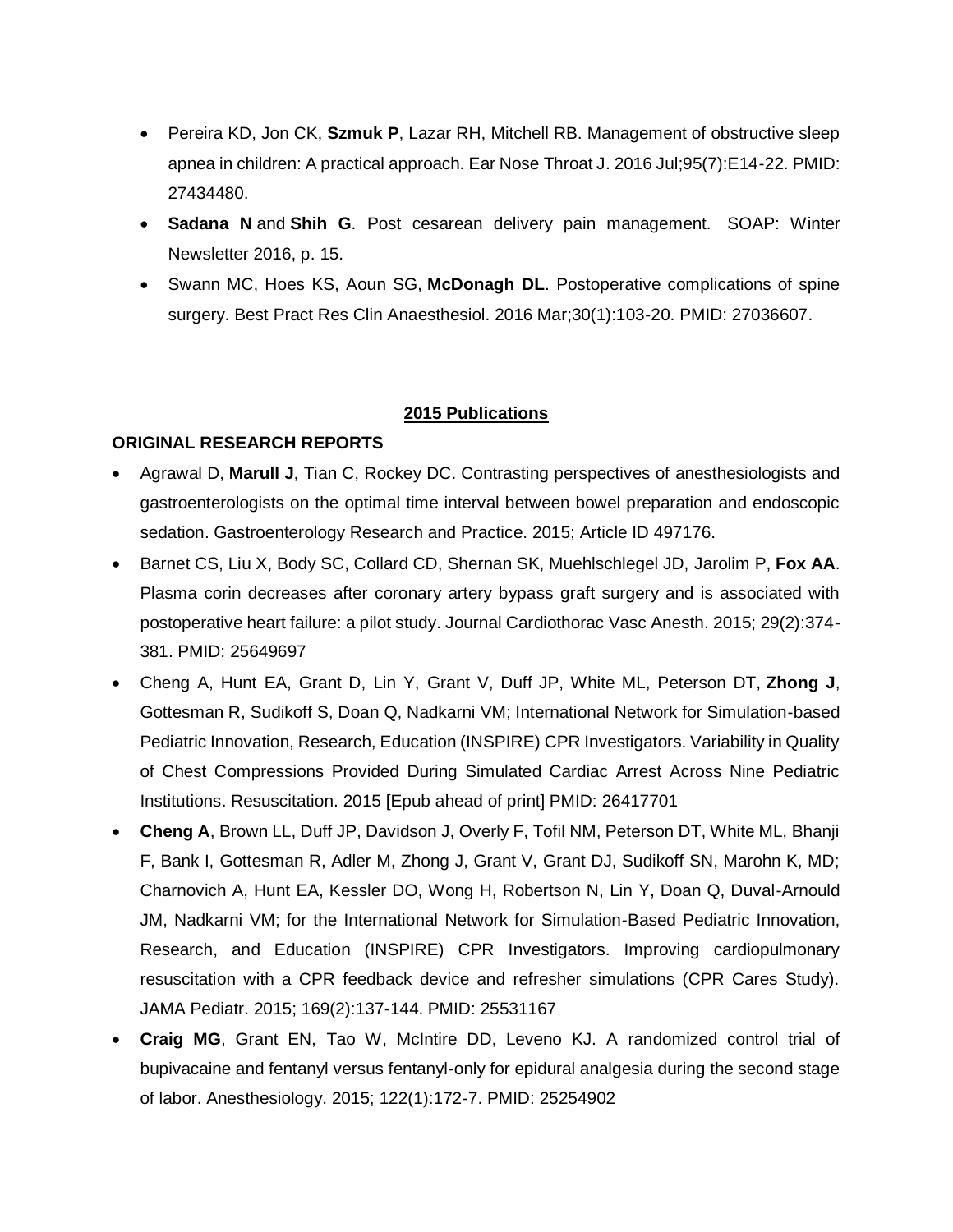- Pereira KD, Jon CK, **Szmuk P**, Lazar RH, Mitchell RB. Management of obstructive sleep apnea in children: A practical approach. Ear Nose Throat J. 2016 Jul;95(7):E14-22. PMID: 27434480.
- **Sadana N** and **Shih G**. Post cesarean delivery pain management. SOAP: Winter Newsletter 2016, p. 15.
- Swann MC, Hoes KS, Aoun SG, **McDonagh DL**. Postoperative complications of spine surgery. Best Pract Res Clin Anaesthesiol. 2016 Mar;30(1):103-20. PMID: 27036607.

## 2015 Publications

### ORIGINAL RESEARCH REPORTS

- Agrawal D, **Marull J**, Tian C, Rockey DC. Contrasting perspectives of anesthesiologists and gastroenterologists on the optimal time interval between bowel preparation and endoscopic sedation. Gastroenterology Research and Practice. 2015; Article ID 497176.
- Barnet CS, Liu X, Body SC, Collard CD, Shernan SK, Muehlschlegel JD, Jarolim P, **Fox AA**. Plasma corin decreases after coronary artery bypass graft surgery and is associated with postoperative heart failure: a pilot study. Journal Cardiothorac Vasc Anesth. 2015; 29(2):374-381. PMID: 25649697
- Cheng A, Hunt EA, Grant D, Lin Y, Grant V, Duff JP, White ML, Peterson DT, **Zhong J**, Gottesman R, Sudikoff S, Doan Q, Nadkarni VM; International Network for Simulation-based Pediatric Innovation, Research, Education (INSPIRE) CPR Investigators. Variability in Quality of Chest Compressions Provided During Simulated Cardiac Arrest Across Nine Pediatric Institutions. Resuscitation. 2015 [Epub ahead of print] PMID: 26417701
- **Cheng A**, Brown LL, Duff JP, Davidson J, Overly F, Tofil NM, Peterson DT, White ML, Bhanji F, Bank I, Gottesman R, Adler M, Zhong J, Grant V, Grant DJ, Sudikoff SN, Marohn K, MD; Charnovich A, Hunt EA, Kessler DO, Wong H, Robertson N, Lin Y, Doan Q, Duval-Arnould JM, Nadkarni VM; for the International Network for Simulation-Based Pediatric Innovation, Research, and Education (INSPIRE) CPR Investigators. Improving cardiopulmonary resuscitation with a CPR feedback device and refresher simulations (CPR Cares Study). JAMA Pediatr. 2015; 169(2):137-144. PMID: 25531167
- **Craig MG**, Grant EN, Tao W, McIntire DD, Leveno KJ. A randomized control trial of bupivacaine and fentanyl versus fentanyl-only for epidural analgesia during the second stage of labor. Anesthesiology. 2015; 122(1):172-7. PMID: 25254902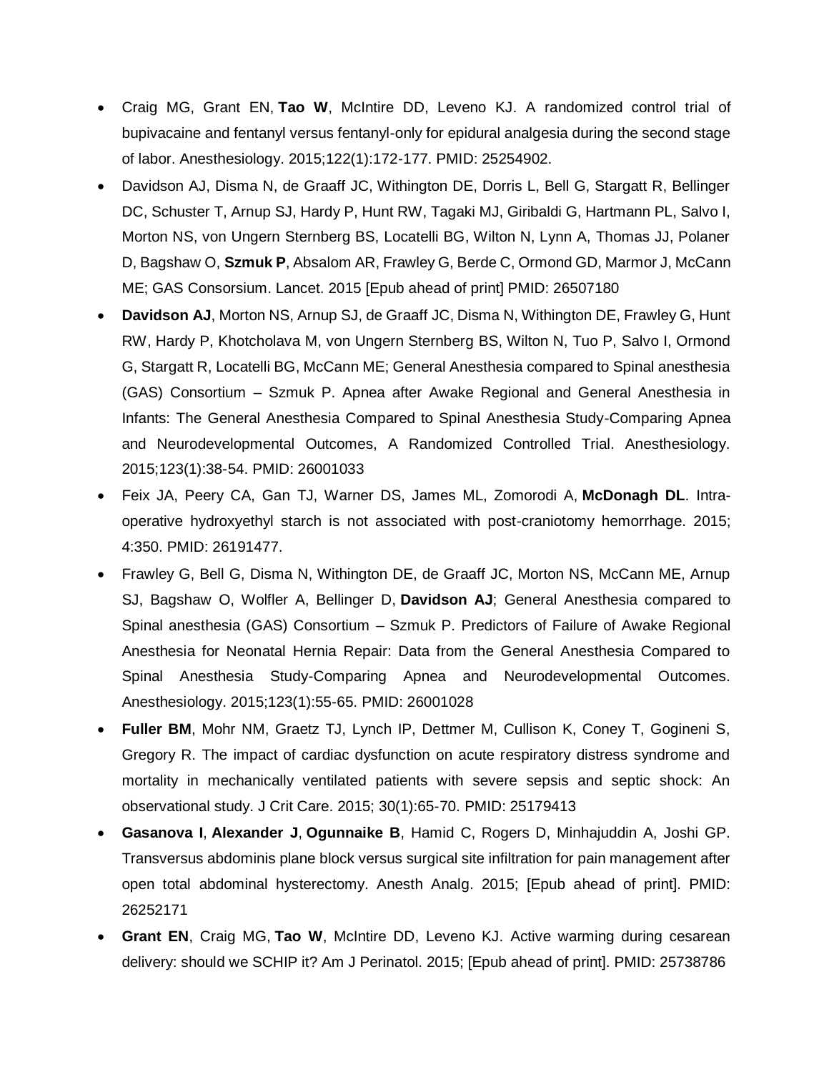- Craig MG, Grant EN, **Tao W**, McIntire DD, Leveno KJ. A randomized control trial of bupivacaine and fentanyl versus fentanyl-only for epidural analgesia during the second stage of labor. Anesthesiology. 2015;122(1):172-177. PMID: 25254902.
- Davidson AJ, Disma N, de Graaff JC, Withington DE, Dorris L, Bell G, Stargatt R, Bellinger DC, Schuster T, Arnup SJ, Hardy P, Hunt RW, Tagaki MJ, Giribaldi G, Hartmann PL, Salvo I, Morton NS, von Ungern Sternberg BS, Locatelli BG, Wilton N, Lynn A, Thomas JJ, Polaner D, Bagshaw O, **Szmuk P**, Absalom AR, Frawley G, Berde C, Ormond GD, Marmor J, McCann ME; GAS Consorsium. Lancet. 2015 [Epub ahead of print] PMID: 26507180
- **Davidson AJ**, Morton NS, Arnup SJ, de Graaff JC, Disma N, Withington DE, Frawley G, Hunt RW, Hardy P, Khotcholava M, von Ungern Sternberg BS, Wilton N, Tuo P, Salvo I, Ormond G, Stargatt R, Locatelli BG, McCann ME; General Anesthesia compared to Spinal anesthesia (GAS) Consortium – Szmuk P. Apnea after Awake Regional and General Anesthesia in Infants: The General Anesthesia Compared to Spinal Anesthesia Study-Comparing Apnea and Neurodevelopmental Outcomes, A Randomized Controlled Trial. Anesthesiology. 2015;123(1):38-54. PMID: 26001033
- Feix JA, Peery CA, Gan TJ, Warner DS, James ML, Zomorodi A, **McDonagh DL**. Intra-operative hydroxyethyl starch is not associated with post-craniotomy hemorrhage. 2015; 4:350. PMID: 26191477.
- Frawley G, Bell G, Disma N, Withington DE, de Graaff JC, Morton NS, McCann ME, Arnup SJ, Bagshaw O, Wolfler A, Bellinger D, **Davidson AJ**; General Anesthesia compared to Spinal anesthesia (GAS) Consortium – Szmuk P. Predictors of Failure of Awake Regional Anesthesia for Neonatal Hernia Repair: Data from the General Anesthesia Compared to Spinal Anesthesia Study-Comparing Apnea and Neurodevelopmental Outcomes. Anesthesiology. 2015;123(1):55-65. PMID: 26001028
- **Fuller BM**, Mohr NM, Graetz TJ, Lynch IP, Dettmer M, Cullison K, Coney T, Gogineni S, Gregory R. The impact of cardiac dysfunction on acute respiratory distress syndrome and mortality in mechanically ventilated patients with severe sepsis and septic shock: An observational study. J Crit Care. 2015; 30(1):65-70. PMID: 25179413
- **Gasanova I**, **Alexander J**, **Ogunnaike B**, Hamid C, Rogers D, Minhajuddin A, Joshi GP. Transversus abdominis plane block versus surgical site infiltration for pain management after open total abdominal hysterectomy. Anesth Analg. 2015; [Epub ahead of print]. PMID: 26252171
- **Grant EN**, Craig MG, **Tao W**, McIntire DD, Leveno KJ. Active warming during cesarean delivery: should we SCHIP it? Am J Perinatol. 2015; [Epub ahead of print]. PMID: 25738786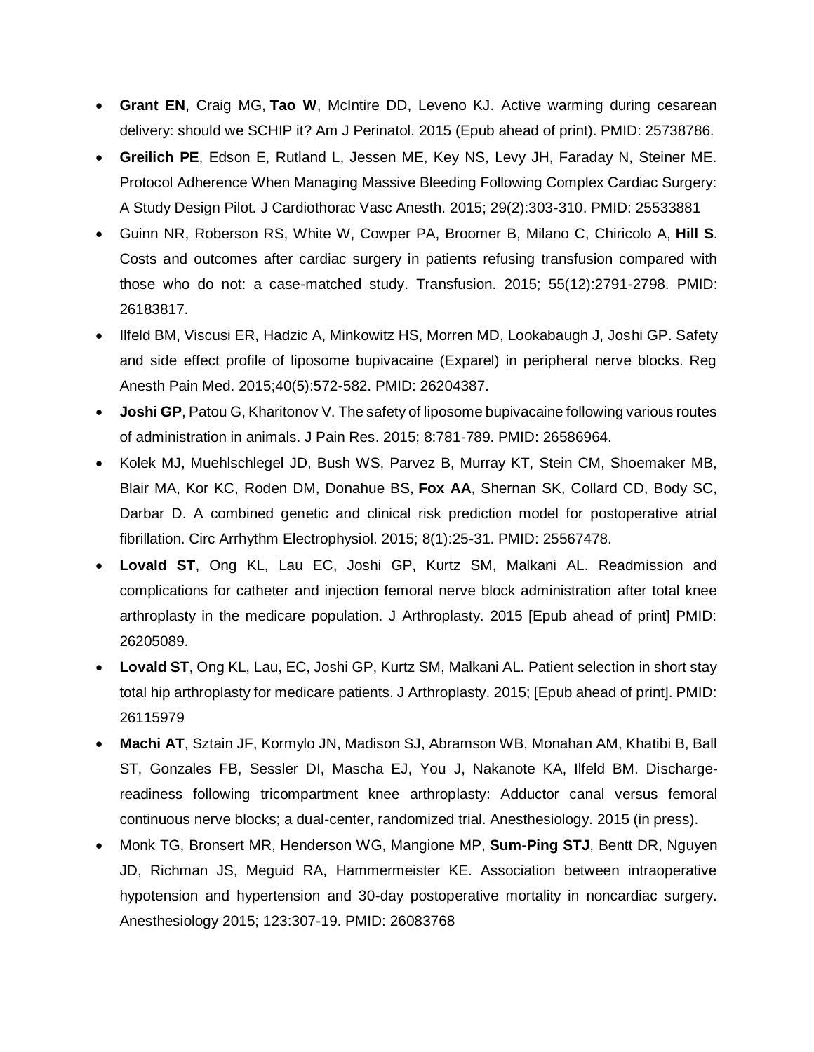- **Grant EN**, Craig MG, **Tao W**, McIntire DD, Leveno KJ. Active warming during cesarean delivery: should we SCHIP it? Am J Perinatol. 2015 (Epub ahead of print). PMID: 25738786.
- **Greilich PE**, Edson E, Rutland L, Jessen ME, Key NS, Levy JH, Faraday N, Steiner ME. Protocol Adherence When Managing Massive Bleeding Following Complex Cardiac Surgery: A Study Design Pilot. J Cardiothorac Vasc Anesth. 2015; 29(2):303-310. PMID: 25533881
- Guinn NR, Roberson RS, White W, Cowper PA, Broomer B, Milano C, Chiricolo A, **Hill S**. Costs and outcomes after cardiac surgery in patients refusing transfusion compared with those who do not: a case-matched study. Transfusion. 2015; 55(12):2791-2798. PMID: 26183817.
- Ilfeld BM, Viscusi ER, Hadzic A, Minkowitz HS, Morren MD, Lookabaugh J, Joshi GP. Safety and side effect profile of liposome bupivacaine (Exparel) in peripheral nerve blocks. Reg Anesth Pain Med. 2015;40(5):572-582. PMID: 26204387.
- **Joshi GP**, Patou G, Kharitonov V. The safety of liposome bupivacaine following various routes of administration in animals. J Pain Res. 2015; 8:781-789. PMID: 26586964.
- Kolek MJ, Muehlschlegel JD, Bush WS, Parvez B, Murray KT, Stein CM, Shoemaker MB, Blair MA, Kor KC, Roden DM, Donahue BS, **Fox AA**, Shernan SK, Collard CD, Body SC, Darbar D. A combined genetic and clinical risk prediction model for postoperative atrial fibrillation. Circ Arrhythm Electrophysiol. 2015; 8(1):25-31. PMID: 25567478.
- **Lovald ST**, Ong KL, Lau EC, Joshi GP, Kurtz SM, Malkani AL. Readmission and complications for catheter and injection femoral nerve block administration after total knee arthroplasty in the medicare population. J Arthroplasty. 2015 [Epub ahead of print] PMID: 26205089.
- **Lovald ST**, Ong KL, Lau, EC, Joshi GP, Kurtz SM, Malkani AL. Patient selection in short stay total hip arthroplasty for medicare patients. J Arthroplasty. 2015; [Epub ahead of print]. PMID: 26115979
- **Machi AT**, Sztain JF, Kormylo JN, Madison SJ, Abramson WB, Monahan AM, Khatibi B, Ball ST, Gonzales FB, Sessler DI, Mascha EJ, You J, Nakanote KA, Ilfeld BM. Discharge-readiness following tricompartment knee arthroplasty: Adductor canal versus femoral continuous nerve blocks; a dual-center, randomized trial. Anesthesiology. 2015 (in press).
- Monk TG, Bronsert MR, Henderson WG, Mangione MP, **Sum-Ping STJ**, Bentt DR, Nguyen JD, Richman JS, Meguid RA, Hammermeister KE. Association between intraoperative hypotension and hypertension and 30-day postoperative mortality in noncardiac surgery. Anesthesiology 2015; 123:307-19. PMID: 26083768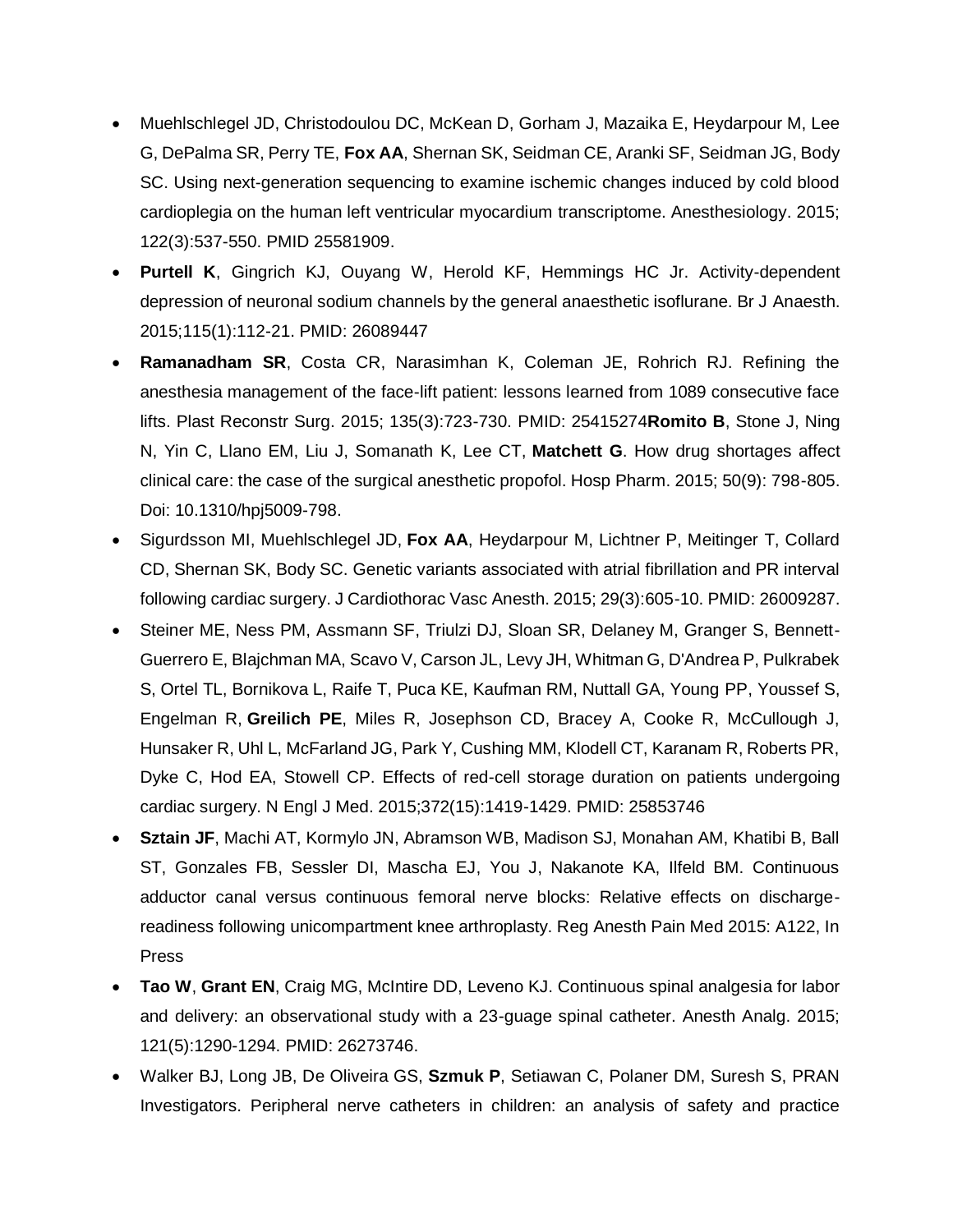- Muehlschlegel JD, Christodoulou DC, McKean D, Gorham J, Mazaika E, Heydarpour M, Lee G, DePalma SR, Perry TE, **Fox AA**, Shernan SK, Seidman CE, Aranki SF, Seidman JG, Body SC. Using next-generation sequencing to examine ischemic changes induced by cold blood cardioplegia on the human left ventricular myocardium transcriptome. Anesthesiology. 2015; 122(3):537-550. PMID 25581909.
- **Purtell K**, Gingrich KJ, Ouyang W, Herold KF, Hemmings HC Jr. Activity-dependent depression of neuronal sodium channels by the general anaesthetic isoflurane. Br J Anaesth. 2015;115(1):112-21. PMID: 26089447
- **Ramanadham SR**, Costa CR, Narasimhan K, Coleman JE, Rohrich RJ. Refining the anesthesia management of the face-lift patient: lessons learned from 1089 consecutive face lifts. Plast Reconstr Surg. 2015; 135(3):723-730. PMID: 25415274**Romito B**, Stone J, Ning N, Yin C, Llano EM, Liu J, Somanath K, Lee CT, **Matchett G**. How drug shortages affect clinical care: the case of the surgical anesthetic propofol. Hosp Pharm. 2015; 50(9): 798-805. Doi: 10.1310/hpj5009-798.
- Sigurdsson MI, Muehlschlegel JD, **Fox AA**, Heydarpour M, Lichtner P, Meitinger T, Collard CD, Shernan SK, Body SC. Genetic variants associated with atrial fibrillation and PR interval following cardiac surgery. J Cardiothorac Vasc Anesth. 2015; 29(3):605-10. PMID: 26009287.
- Steiner ME, Ness PM, Assmann SF, Triulzi DJ, Sloan SR, Delaney M, Granger S, Bennett-Guerrero E, Blajchman MA, Scavo V, Carson JL, Levy JH, Whitman G, D'Andrea P, Pulkrabek S, Ortel TL, Bornikova L, Raife T, Puca KE, Kaufman RM, Nuttall GA, Young PP, Youssef S, Engelman R, **Greilich PE**, Miles R, Josephson CD, Bracey A, Cooke R, McCullough J, Hunsaker R, Uhl L, McFarland JG, Park Y, Cushing MM, Klodell CT, Karanam R, Roberts PR, Dyke C, Hod EA, Stowell CP. Effects of red-cell storage duration on patients undergoing cardiac surgery. N Engl J Med. 2015;372(15):1419-1429. PMID: 25853746
- **Sztain JF**, Machi AT, Kormylo JN, Abramson WB, Madison SJ, Monahan AM, Khatibi B, Ball ST, Gonzales FB, Sessler DI, Mascha EJ, You J, Nakanote KA, Ilfeld BM. Continuous adductor canal versus continuous femoral nerve blocks: Relative effects on discharge-readiness following unicompartment knee arthroplasty. Reg Anesth Pain Med 2015: A122, In Press
- **Tao W**, **Grant EN**, Craig MG, McIntire DD, Leveno KJ. Continuous spinal analgesia for labor and delivery: an observational study with a 23-guage spinal catheter. Anesth Analg. 2015; 121(5):1290-1294. PMID: 26273746.
- Walker BJ, Long JB, De Oliveira GS, **Szmuk P**, Setiawan C, Polaner DM, Suresh S, PRAN Investigators. Peripheral nerve catheters in children: an analysis of safety and practice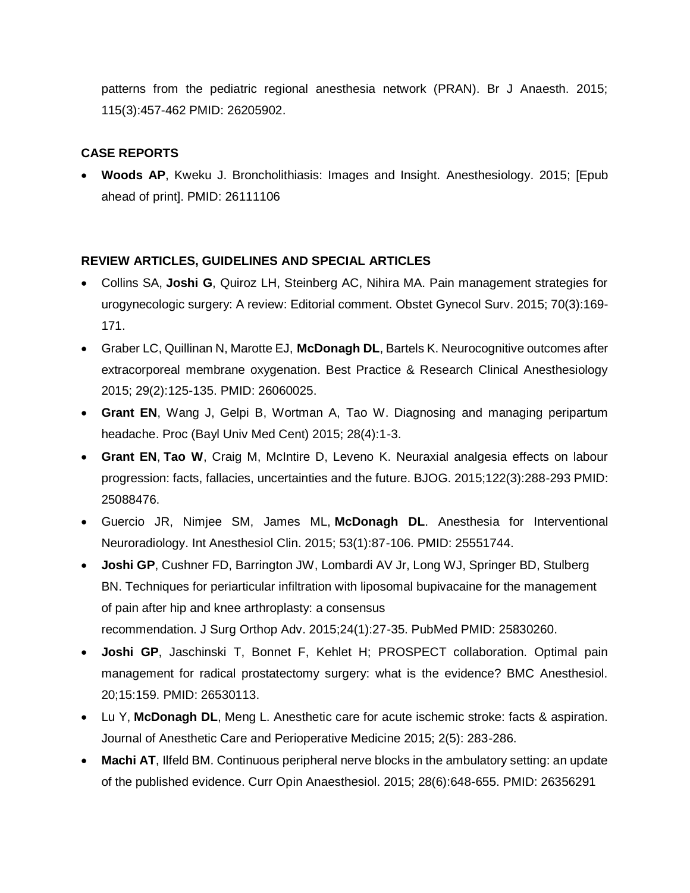patterns from the pediatric regional anesthesia network (PRAN). Br J Anaesth. 2015; 115(3):457-462 PMID: 26205902.

**CASE REPORTS**

- **Woods AP**, Kweku J. Broncholithiasis: Images and Insight. Anesthesiology. 2015; [Epub ahead of print]. PMID: 26111106

**REVIEW ARTICLES, GUIDELINES AND SPECIAL ARTICLES**

- Collins SA, **Joshi G**, Quiroz LH, Steinberg AC, Nihira MA. Pain management strategies for urogynecologic surgery: A review: Editorial comment. Obstet Gynecol Surv. 2015; 70(3):169-171.
- Graber LC, Quillinan N, Marotte EJ, **McDonagh DL**, Bartels K. Neurocognitive outcomes after extracorporeal membrane oxygenation. Best Practice & Research Clinical Anesthesiology 2015; 29(2):125-135. PMID: 26060025.
- **Grant EN**, Wang J, Gelpi B, Wortman A, Tao W. Diagnosing and managing peripartum headache. Proc (Bayl Univ Med Cent) 2015; 28(4):1-3.
- **Grant EN**, **Tao W**, Craig M, McIntire D, Leveno K. Neuraxial analgesia effects on labour progression: facts, fallacies, uncertainties and the future. BJOG. 2015;122(3):288-293 PMID: 25088476.
- Guercio JR, Nimjee SM, James ML, **McDonagh DL**. Anesthesia for Interventional Neuroradiology. Int Anesthesiol Clin. 2015; 53(1):87-106. PMID: 25551744.
- **Joshi GP**, Cushner FD, Barrington JW, Lombardi AV Jr, Long WJ, Springer BD, Stulberg BN. Techniques for periarticular infiltration with liposomal bupivacaine for the management of pain after hip and knee arthroplasty: a consensus recommendation. J Surg Orthop Adv. 2015;24(1):27-35. PubMed PMID: 25830260.
- **Joshi GP**, Jaschinski T, Bonnet F, Kehlet H; PROSPECT collaboration. Optimal pain management for radical prostatectomy surgery: what is the evidence? BMC Anesthesiol. 20;15:159. PMID: 26530113.
- Lu Y, **McDonagh DL**, Meng L. Anesthetic care for acute ischemic stroke: facts & aspiration. Journal of Anesthetic Care and Perioperative Medicine 2015; 2(5): 283-286.
- **Machi AT**, Ilfeld BM. Continuous peripheral nerve blocks in the ambulatory setting: an update of the published evidence. Curr Opin Anaesthesiol. 2015; 28(6):648-655. PMID: 26356291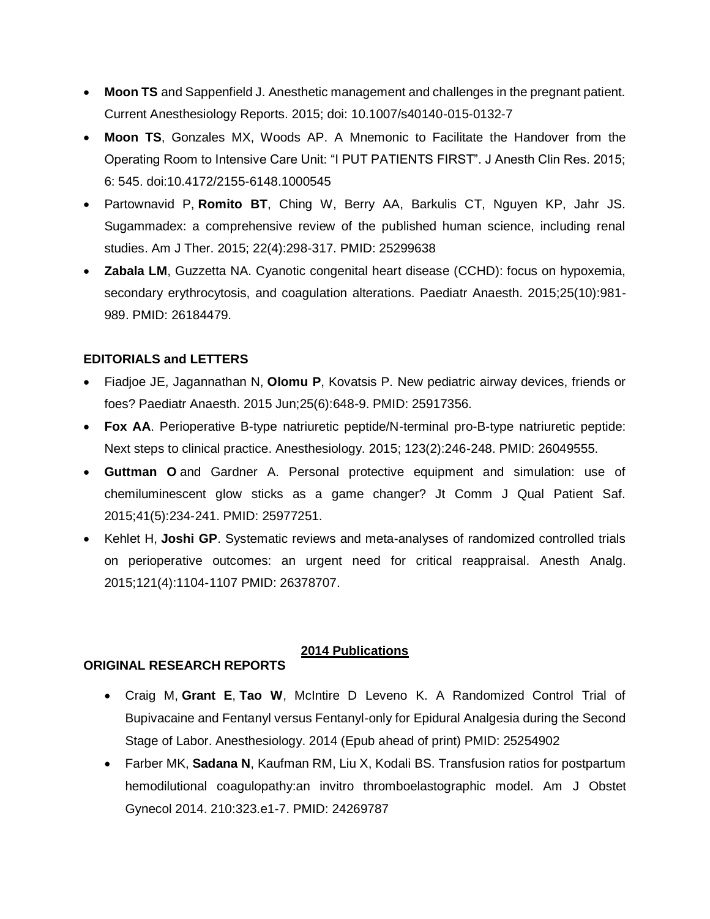- **Moon TS** and Sappenfield J. Anesthetic management and challenges in the pregnant patient. Current Anesthesiology Reports. 2015; doi: 10.1007/s40140-015-0132-7
- **Moon TS**, Gonzales MX, Woods AP. A Mnemonic to Facilitate the Handover from the Operating Room to Intensive Care Unit: "I PUT PATIENTS FIRST". J Anesth Clin Res. 2015; 6: 545. doi:10.4172/2155-6148.1000545
- Partownavid P, **Romito BT**, Ching W, Berry AA, Barkulis CT, Nguyen KP, Jahr JS. Sugammadex: a comprehensive review of the published human science, including renal studies. Am J Ther. 2015; 22(4):298-317. PMID: 25299638
- **Zabala LM**, Guzzetta NA. Cyanotic congenital heart disease (CCHD): focus on hypoxemia, secondary erythrocytosis, and coagulation alterations. Paediatr Anaesth. 2015;25(10):981-989. PMID: 26184479.

**EDITORIALS and LETTERS**

- Fiadjoe JE, Jagannathan N, **Olomu P**, Kovatsis P. New pediatric airway devices, friends or foes? Paediatr Anaesth. 2015 Jun;25(6):648-9. PMID: 25917356.
- **Fox AA**. Perioperative B-type natriuretic peptide/N-terminal pro-B-type natriuretic peptide: Next steps to clinical practice. Anesthesiology. 2015; 123(2):246-248. PMID: 26049555.
- **Guttman O** and Gardner A. Personal protective equipment and simulation: use of chemiluminescent glow sticks as a game changer? Jt Comm J Qual Patient Saf. 2015;41(5):234-241. PMID: 25977251.
- Kehlet H, **Joshi GP**. Systematic reviews and meta-analyses of randomized controlled trials on perioperative outcomes: an urgent need for critical reappraisal. Anesth Analg. 2015;121(4):1104-1107 PMID: 26378707.

## 2014 Publications

**ORIGINAL RESEARCH REPORTS**

- Craig M, **Grant E**, **Tao W**, McIntire D Leveno K. A Randomized Control Trial of Bupivacaine and Fentanyl versus Fentanyl-only for Epidural Analgesia during the Second Stage of Labor. Anesthesiology. 2014 (Epub ahead of print) PMID: 25254902
- Farber MK, **Sadana N**, Kaufman RM, Liu X, Kodali BS. Transfusion ratios for postpartum hemodilutional coagulopathy:an invitro thromboelastographic model. Am J Obstet Gynecol 2014. 210:323.e1-7. PMID: 24269787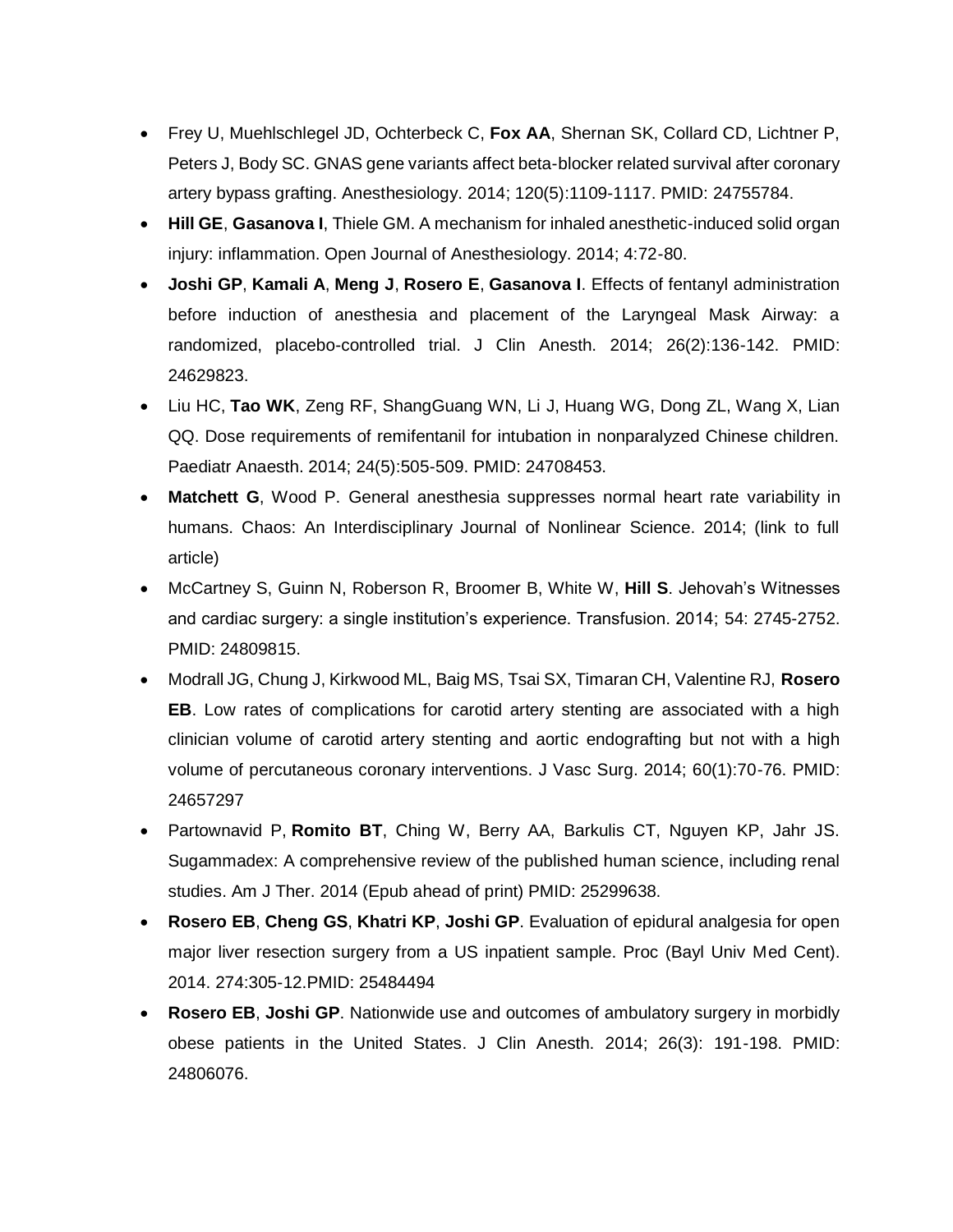- Frey U, Muehlschlegel JD, Ochterbeck C, **Fox AA**, Shernan SK, Collard CD, Lichtner P, Peters J, Body SC. GNAS gene variants affect beta-blocker related survival after coronary artery bypass grafting. Anesthesiology. 2014; 120(5):1109-1117. PMID: 24755784.
- **Hill GE**, **Gasanova I**, Thiele GM. A mechanism for inhaled anesthetic-induced solid organ injury: inflammation. Open Journal of Anesthesiology. 2014; 4:72-80.
- **Joshi GP**, **Kamali A**, **Meng J**, **Rosero E**, **Gasanova I**. Effects of fentanyl administration before induction of anesthesia and placement of the Laryngeal Mask Airway: a randomized, placebo-controlled trial. J Clin Anesth. 2014; 26(2):136-142. PMID: 24629823.
- Liu HC, **Tao WK**, Zeng RF, ShangGuang WN, Li J, Huang WG, Dong ZL, Wang X, Lian QQ. Dose requirements of remifentanil for intubation in nonparalyzed Chinese children. Paediatr Anaesth. 2014; 24(5):505-509. PMID: 24708453.
- **Matchett G**, Wood P. General anesthesia suppresses normal heart rate variability in humans. Chaos: An Interdisciplinary Journal of Nonlinear Science. 2014; (link to full article)
- McCartney S, Guinn N, Roberson R, Broomer B, White W, **Hill S**. Jehovah's Witnesses and cardiac surgery: a single institution's experience. Transfusion. 2014; 54: 2745-2752. PMID: 24809815.
- Modrall JG, Chung J, Kirkwood ML, Baig MS, Tsai SX, Timaran CH, Valentine RJ, **Rosero EB**. Low rates of complications for carotid artery stenting are associated with a high clinician volume of carotid artery stenting and aortic endografting but not with a high volume of percutaneous coronary interventions. J Vasc Surg. 2014; 60(1):70-76. PMID: 24657297
- Partownavid P, **Romito BT**, Ching W, Berry AA, Barkulis CT, Nguyen KP, Jahr JS. Sugammadex: A comprehensive review of the published human science, including renal studies. Am J Ther. 2014 (Epub ahead of print) PMID: 25299638.
- **Rosero EB**, **Cheng GS**, **Khatri KP**, **Joshi GP**. Evaluation of epidural analgesia for open major liver resection surgery from a US inpatient sample. Proc (Bayl Univ Med Cent). 2014. 274:305-12.PMID: 25484494
- **Rosero EB**, **Joshi GP**. Nationwide use and outcomes of ambulatory surgery in morbidly obese patients in the United States. J Clin Anesth. 2014; 26(3): 191-198. PMID: 24806076.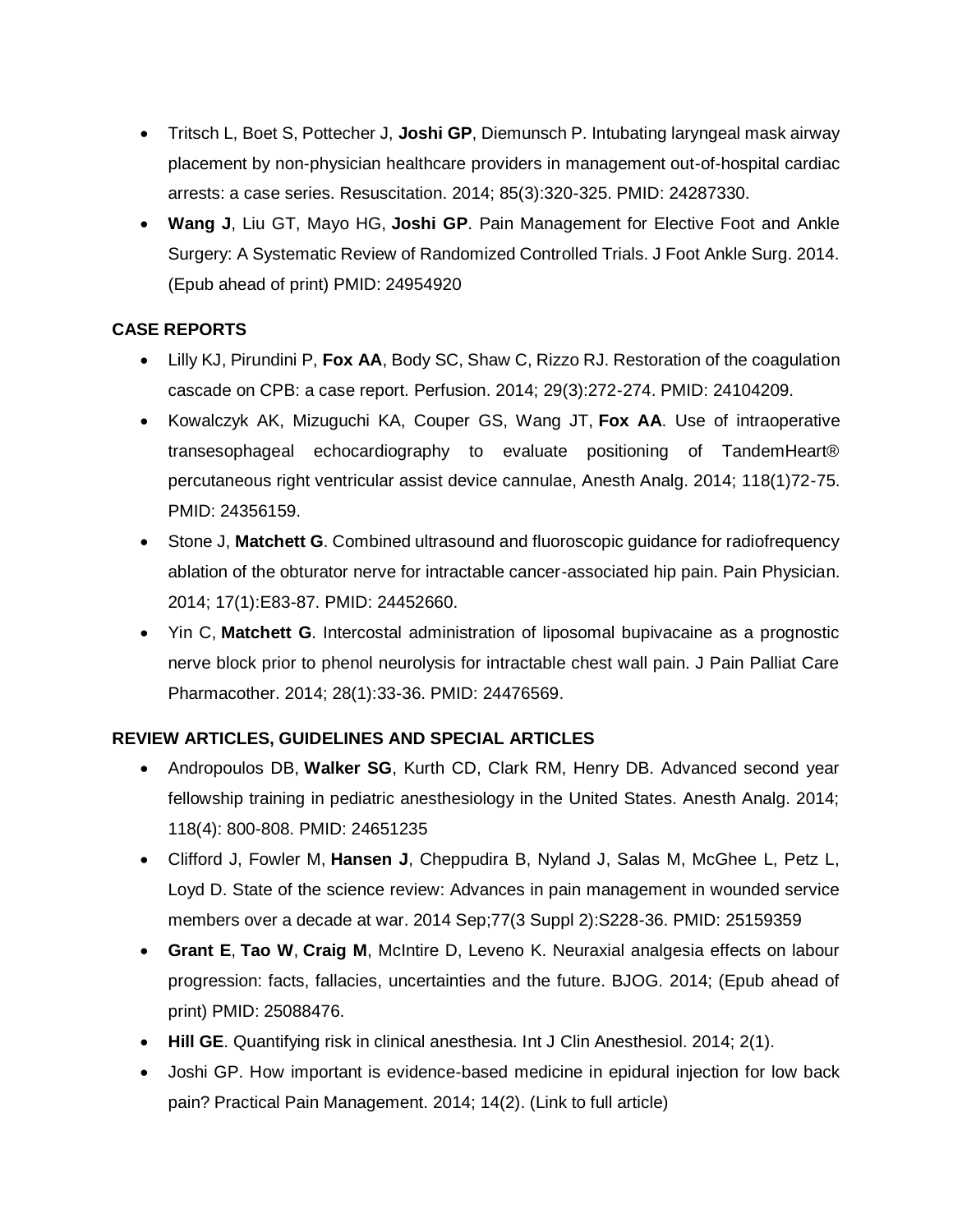- Tritsch L, Boet S, Pottecher J, **Joshi GP**, Diemunsch P. Intubating laryngeal mask airway placement by non-physician healthcare providers in management out-of-hospital cardiac arrests: a case series. Resuscitation. 2014; 85(3):320-325. PMID: 24287330.
- **Wang J**, Liu GT, Mayo HG, **Joshi GP**. Pain Management for Elective Foot and Ankle Surgery: A Systematic Review of Randomized Controlled Trials. J Foot Ankle Surg. 2014. (Epub ahead of print) PMID: 24954920

**CASE REPORTS**

- Lilly KJ, Pirundini P, **Fox AA**, Body SC, Shaw C, Rizzo RJ. Restoration of the coagulation cascade on CPB: a case report. Perfusion. 2014; 29(3):272-274. PMID: 24104209.
- Kowalczyk AK, Mizuguchi KA, Couper GS, Wang JT, **Fox AA**. Use of intraoperative transesophageal echocardiography to evaluate positioning of TandemHeart® percutaneous right ventricular assist device cannulae, Anesth Analg. 2014; 118(1)72-75. PMID: 24356159.
- Stone J, **Matchett G**. Combined ultrasound and fluoroscopic guidance for radiofrequency ablation of the obturator nerve for intractable cancer-associated hip pain. Pain Physician. 2014; 17(1):E83-87. PMID: 24452660.
- Yin C, **Matchett G**. Intercostal administration of liposomal bupivacaine as a prognostic nerve block prior to phenol neurolysis for intractable chest wall pain. J Pain Palliat Care Pharmacother. 2014; 28(1):33-36. PMID: 24476569.

**REVIEW ARTICLES, GUIDELINES AND SPECIAL ARTICLES**

- Andropoulos DB, **Walker SG**, Kurth CD, Clark RM, Henry DB. Advanced second year fellowship training in pediatric anesthesiology in the United States. Anesth Analg. 2014; 118(4): 800-808. PMID: 24651235
- Clifford J, Fowler M, **Hansen J**, Cheppudira B, Nyland J, Salas M, McGhee L, Petz L, Loyd D. State of the science review: Advances in pain management in wounded service members over a decade at war. 2014 Sep;77(3 Suppl 2):S228-36. PMID: 25159359
- **Grant E**, **Tao W**, **Craig M**, McIntire D, Leveno K. Neuraxial analgesia effects on labour progression: facts, fallacies, uncertainties and the future. BJOG. 2014; (Epub ahead of print) PMID: 25088476.
- **Hill GE**. Quantifying risk in clinical anesthesia. Int J Clin Anesthesiol. 2014; 2(1).
- Joshi GP. How important is evidence-based medicine in epidural injection for low back pain? Practical Pain Management. 2014; 14(2). (Link to full article)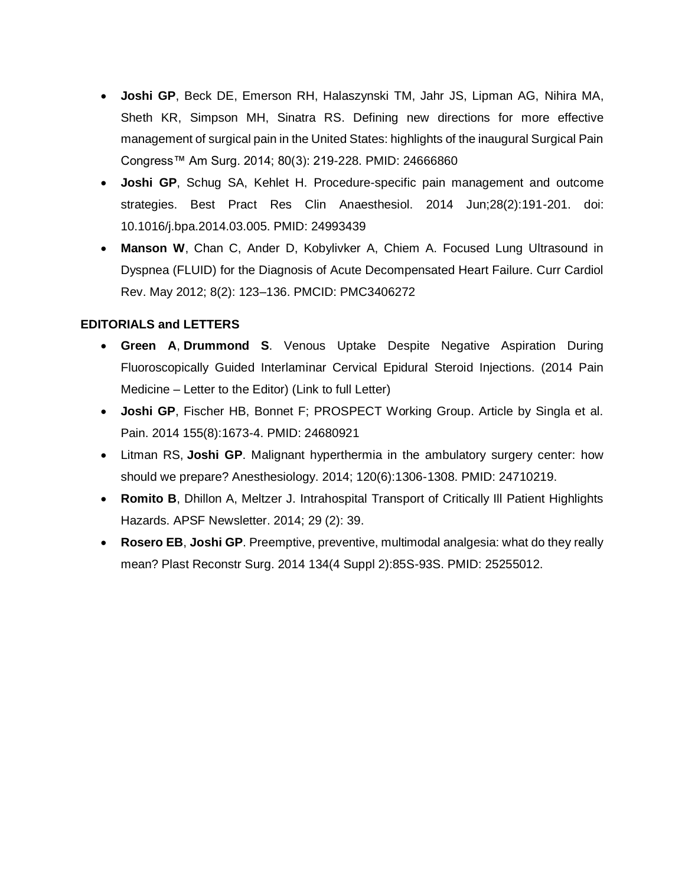- **Joshi GP**, Beck DE, Emerson RH, Halaszynski TM, Jahr JS, Lipman AG, Nihira MA, Sheth KR, Simpson MH, Sinatra RS. Defining new directions for more effective management of surgical pain in the United States: highlights of the inaugural Surgical Pain Congress™ Am Surg. 2014; 80(3): 219-228. PMID: 24666860
- **Joshi GP**, Schug SA, Kehlet H. Procedure-specific pain management and outcome strategies. Best Pract Res Clin Anaesthesiol. 2014 Jun;28(2):191-201. doi: 10.1016/j.bpa.2014.03.005. PMID: 24993439
- **Manson W**, Chan C, Ander D, Kobylivker A, Chiem A. Focused Lung Ultrasound in Dyspnea (FLUID) for the Diagnosis of Acute Decompensated Heart Failure. Curr Cardiol Rev. May 2012; 8(2): 123–136. PMCID: PMC3406272

**EDITORIALS and LETTERS**

- **Green A**, **Drummond S**. Venous Uptake Despite Negative Aspiration During Fluoroscopically Guided Interlaminar Cervical Epidural Steroid Injections. (2014 Pain Medicine – Letter to the Editor) (Link to full Letter)
- **Joshi GP**, Fischer HB, Bonnet F; PROSPECT Working Group. Article by Singla et al. Pain. 2014 155(8):1673-4. PMID: 24680921
- Litman RS, **Joshi GP**. Malignant hyperthermia in the ambulatory surgery center: how should we prepare? Anesthesiology. 2014; 120(6):1306-1308. PMID: 24710219.
- **Romito B**, Dhillon A, Meltzer J. Intrahospital Transport of Critically Ill Patient Highlights Hazards. APSF Newsletter. 2014; 29 (2): 39.
- **Rosero EB**, **Joshi GP**. Preemptive, preventive, multimodal analgesia: what do they really mean? Plast Reconstr Surg. 2014 134(4 Suppl 2):85S-93S. PMID: 25255012.